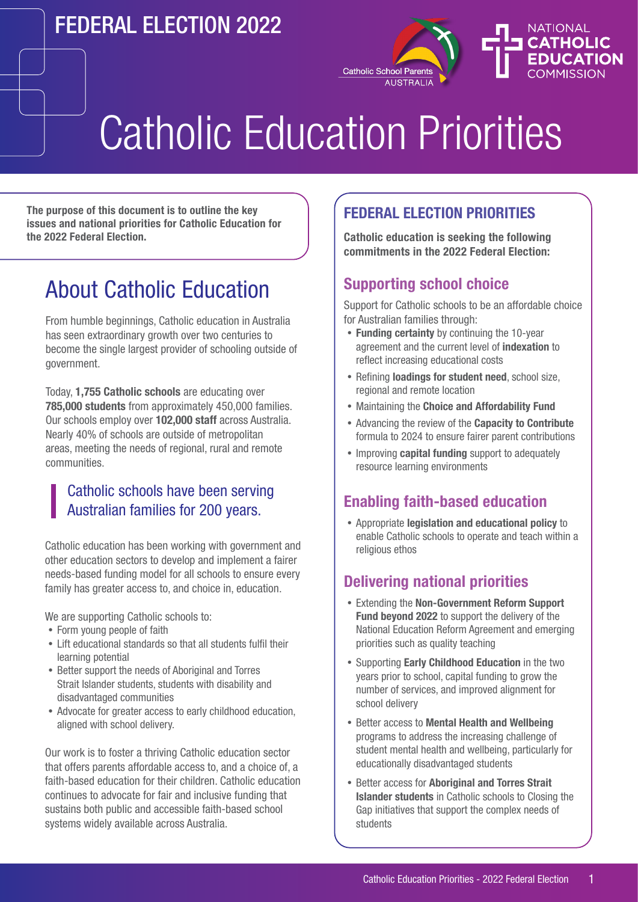FEDERAL ELECTION 2022

Catholic School Parents AUSTRALIA

NATIONAL CATHOLIC EDUCATION COMMISSION

# Catholic Education Priorities

**The purpose of this document is to outline the key issues and national priorities for Catholic Education for the 2022 Federal Election.**

## About Catholic Education

From humble beginnings, Catholic education in Australia has seen extraordinary growth over two centuries to become the single largest provider of schooling outside of government.

Today, **1,755 Catholic schools** are educating over **785,000 students** from approximately 450,000 families. Our schools employ over **102,000 staff** across Australia. Nearly 40% of schools are outside of metropolitan areas, meeting the needs of regional, rural and remote communities.

> Catholic schools have been serving Australian families for 200 years.

Catholic education has been working with government and other education sectors to develop and implement a fairer needs-based funding model for all schools to ensure every family has greater access to, and choice in, education.

We are supporting Catholic schools to:

- Form young people of faith
- Lift educational standards so that all students fulfil their learning potential
- Better support the needs of Aboriginal and Torres Strait Islander students, students with disability and disadvantaged communities
- Advocate for greater access to early childhood education, aligned with school delivery.

Our work is to foster a thriving Catholic education sector that offers parents affordable access to, and a choice of, a faith-based education for their children. Catholic education continues to advocate for fair and inclusive funding that sustains both public and accessible faith-based school systems widely available across Australia.

## FEDERAL ELECTION PRIORITIES

**Catholic education is seeking the following commitments in the 2022 Federal Election:**

### Supporting school choice

Support for Catholic schools to be an affordable choice for Australian families through:

- **Funding certainty** by continuing the 10-year agreement and the current level of **indexation** to reflect increasing educational costs
- Refining **loadings for student need**, school size, regional and remote location
- Maintaining the **Choice and Affordability Fund**
- Advancing the review of the **Capacity to Contribute** formula to 2024 to ensure fairer parent contributions
- Improving **capital funding** support to adequately resource learning environments

### Enabling faith-based education

- Appropriate **legislation and educational policy** to enable Catholic schools to operate and teach within a religious ethos

### Delivering national priorities

- Extending the **Non-Government Reform Support Fund beyond 2022** to support the delivery of the National Education Reform Agreement and emerging priorities such as quality teaching
- Supporting **Early Childhood Education** in the two years prior to school, capital funding to grow the number of services, and improved alignment for school delivery
- Better access to **Mental Health and Wellbeing** programs to address the increasing challenge of student mental health and wellbeing, particularly for educationally disadvantaged students
- Better access for **Aboriginal and Torres Strait Islander students** in Catholic schools to Closing the Gap initiatives that support the complex needs of students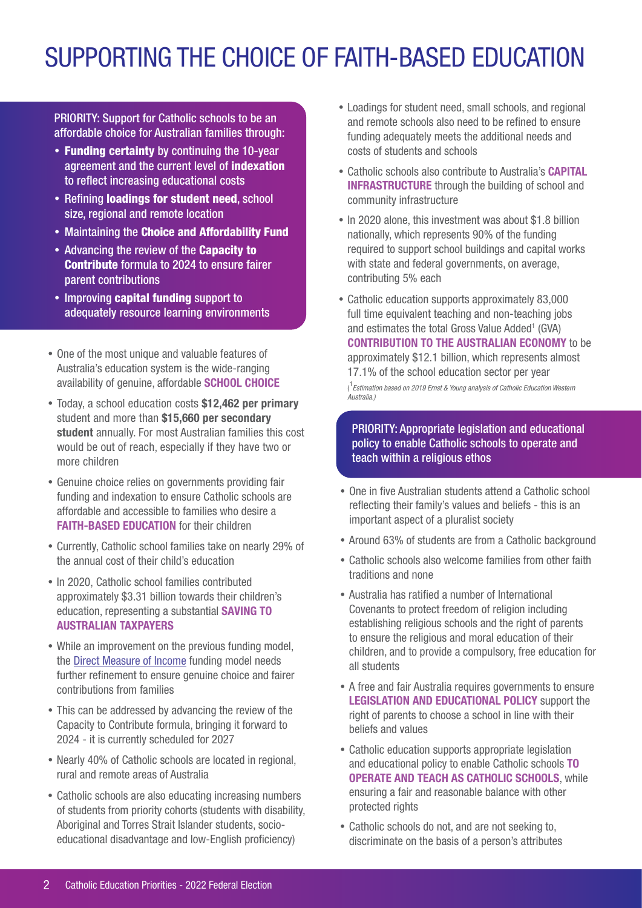# SUPPORTING THE CHOICE OF FAITH-BASED EDUCATION

PRIORITY: Support for Catholic schools to be an affordable choice for Australian families through:

- **Funding certainty** by continuing the 10-year agreement and the current level of **indexation** to reflect increasing educational costs
- Refining **loadings for student need**, school size, regional and remote location
- Maintaining the **Choice and Affordability Fund**
- Advancing the review of the **Capacity to Contribute** formula to 2024 to ensure fairer parent contributions
- Improving **capital funding** support to adequately resource learning environments

- One of the most unique and valuable features of Australia's education system is the wide-ranging availability of genuine, affordable **SCHOOL CHOICE**
- Today, a school education costs **$12,462 per primary** student and more than **$15,660 per secondary student** annually. For most Australian families this cost would be out of reach, especially if they have two or more children
- Genuine choice relies on governments providing fair funding and indexation to ensure Catholic schools are affordable and accessible to families who desire a **FAITH-BASED EDUCATION** for their children
- Currently, Catholic school families take on nearly 29% of the annual cost of their child's education
- In 2020, Catholic school families contributed approximately $3.31 billion towards their children's education, representing a substantial **SAVING TO AUSTRALIAN TAXPAYERS**
- While an improvement on the previous funding model, the Direct Measure of Income funding model needs further refinement to ensure genuine choice and fairer contributions from families
- This can be addressed by advancing the review of the Capacity to Contribute formula, bringing it forward to 2024 - it is currently scheduled for 2027
- Nearly 40% of Catholic schools are located in regional, rural and remote areas of Australia
- Catholic schools are also educating increasing numbers of students from priority cohorts (students with disability, Aboriginal and Torres Strait Islander students, socio-educational disadvantage and low-English proficiency)
- Loadings for student need, small schools, and regional and remote schools also need to be refined to ensure funding adequately meets the additional needs and costs of students and schools
- Catholic schools also contribute to Australia's **CAPITAL INFRASTRUCTURE** through the building of school and community infrastructure
- In 2020 alone, this investment was about $1.8 billion nationally, which represents 90% of the funding required to support school buildings and capital works with state and federal governments, on average, contributing 5% each
- Catholic education supports approximately 83,000 full time equivalent teaching and non-teaching jobs and estimates the total Gross Value Added[1] (GVA) **CONTRIBUTION TO THE AUSTRALIAN ECONOMY** to be approximately $12.1 billion, which represents almost 17.1% of the school education sector per year

*([1]Estimation based on 2019 Ernst & Young analysis of Catholic Education Western Australia.)*

PRIORITY: Appropriate legislation and educational policy to enable Catholic schools to operate and teach within a religious ethos

- One in five Australian students attend a Catholic school reflecting their family's values and beliefs - this is an important aspect of a pluralist society
- Around 63% of students are from a Catholic background
- Catholic schools also welcome families from other faith traditions and none
- Australia has ratified a number of International Covenants to protect freedom of religion including establishing religious schools and the right of parents to ensure the religious and moral education of their children, and to provide a compulsory, free education for all students
- A free and fair Australia requires governments to ensure **LEGISLATION AND EDUCATIONAL POLICY** support the right of parents to choose a school in line with their beliefs and values
- Catholic education supports appropriate legislation and educational policy to enable Catholic schools **TO OPERATE AND TEACH AS CATHOLIC SCHOOLS**, while ensuring a fair and reasonable balance with other protected rights
- Catholic schools do not, and are not seeking to, discriminate on the basis of a person's attributes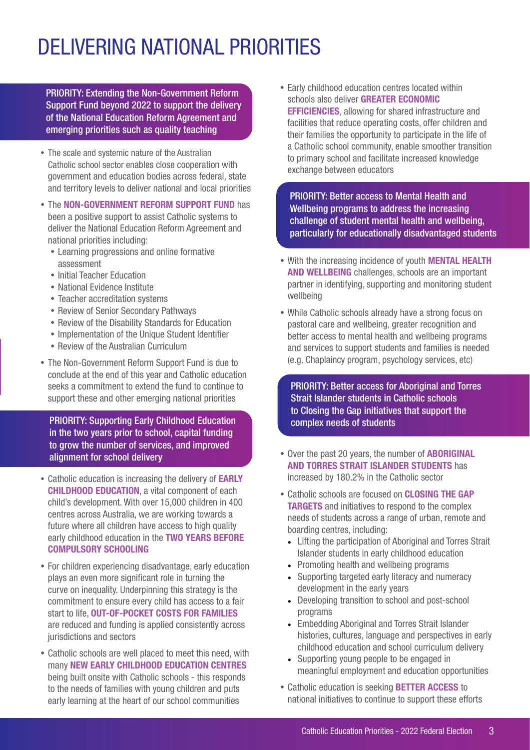# DELIVERING NATIONAL PRIORITIES

**PRIORITY: Extending the Non-Government Reform Support Fund beyond 2022 to support the delivery of the National Education Reform Agreement and emerging priorities such as quality teaching**

- The scale and systemic nature of the Australian Catholic school sector enables close cooperation with government and education bodies across federal, state and territory levels to deliver national and local priorities
- The **NON-GOVERNMENT REFORM SUPPORT FUND** has been a positive support to assist Catholic systems to deliver the National Education Reform Agreement and national priorities including:
  - Learning progressions and online formative assessment
  - Initial Teacher Education
  - National Evidence Institute
  - Teacher accreditation systems
  - Review of Senior Secondary Pathways
  - Review of the Disability Standards for Education
  - Implementation of the Unique Student Identifier
  - Review of the Australian Curriculum
- The Non-Government Reform Support Fund is due to conclude at the end of this year and Catholic education seeks a commitment to extend the fund to continue to support these and other emerging national priorities

**PRIORITY: Supporting Early Childhood Education in the two years prior to school, capital funding to grow the number of services, and improved alignment for school delivery**

- Catholic education is increasing the delivery of **EARLY CHILDHOOD EDUCATION**, a vital component of each child's development. With over 15,000 children in 400 centres across Australia, we are working towards a future where all children have access to high quality early childhood education in the **TWO YEARS BEFORE COMPULSORY SCHOOLING**
- For children experiencing disadvantage, early education plays an even more significant role in turning the curve on inequality. Underpinning this strategy is the commitment to ensure every child has access to a fair start to life, **OUT-OF-POCKET COSTS FOR FAMILIES** are reduced and funding is applied consistently across jurisdictions and sectors
- Catholic schools are well placed to meet this need, with many **NEW EARLY CHILDHOOD EDUCATION CENTRES** being built onsite with Catholic schools - this responds to the needs of families with young children and puts early learning at the heart of our school communities
- Early childhood education centres located within schools also deliver **GREATER ECONOMIC EFFICIENCIES**, allowing for shared infrastructure and facilities that reduce operating costs, offer children and their families the opportunity to participate in the life of a Catholic school community, enable smoother transition to primary school and facilitate increased knowledge exchange between educators

**PRIORITY: Better access to Mental Health and Wellbeing programs to address the increasing challenge of student mental health and wellbeing, particularly for educationally disadvantaged students**

- With the increasing incidence of youth **MENTAL HEALTH AND WELLBEING** challenges, schools are an important partner in identifying, supporting and monitoring student wellbeing
- While Catholic schools already have a strong focus on pastoral care and wellbeing, greater recognition and better access to mental health and wellbeing programs and services to support students and families is needed (e.g. Chaplaincy program, psychology services, etc)

**PRIORITY: Better access for Aboriginal and Torres Strait Islander students in Catholic schools to Closing the Gap initiatives that support the complex needs of students**

- Over the past 20 years, the number of **ABORIGINAL AND TORRES STRAIT ISLANDER STUDENTS** has increased by 180.2% in the Catholic sector
- Catholic schools are focused on **CLOSING THE GAP TARGETS** and initiatives to respond to the complex needs of students across a range of urban, remote and boarding centres, including:
  - Lifting the participation of Aboriginal and Torres Strait Islander students in early childhood education
  - Promoting health and wellbeing programs
  - Supporting targeted early literacy and numeracy development in the early years
  - Developing transition to school and post-school programs
  - Embedding Aboriginal and Torres Strait Islander histories, cultures, language and perspectives in early childhood education and school curriculum delivery
  - Supporting young people to be engaged in meaningful employment and education opportunities
- Catholic education is seeking **BETTER ACCESS** to national initiatives to continue to support these efforts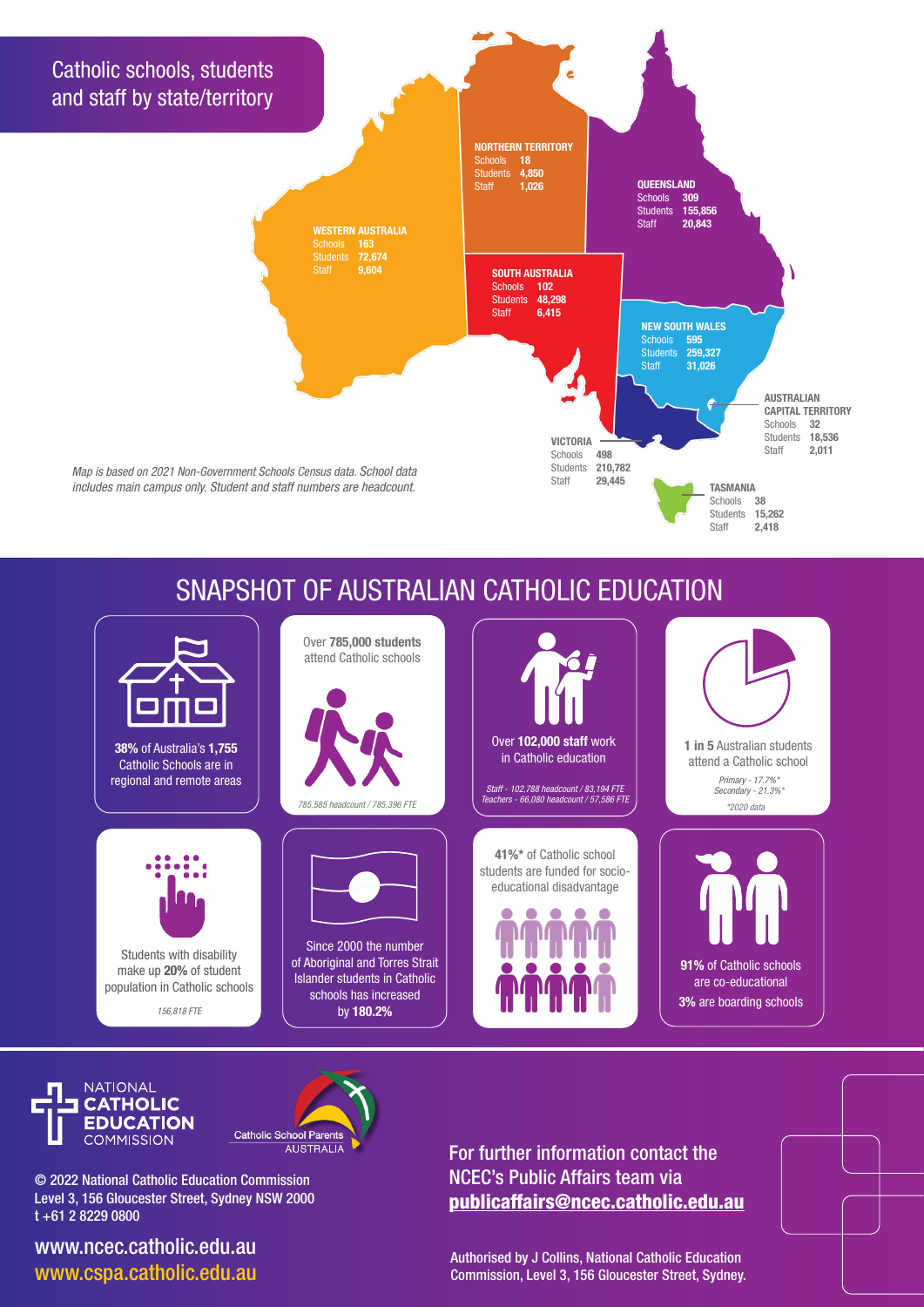# Catholic schools, students and staff by state/territory

**WESTERN AUSTRALIA**
Schools **163**
Students **72,674**
Staff **9,604**

**NORTHERN TERRITORY**
Schools **18**
Students **4,850**
Staff **1,026**

**QUEENSLAND**
Schools **309**
Students **155,856**
Staff **20,843**

**SOUTH AUSTRALIA**
Schools **102**
Students **48,298**
Staff **6,415**

**NEW SOUTH WALES**
Schools **595**
Students **259,327**
Staff **31,026**

**AUSTRALIAN CAPITAL TERRITORY**
Schools **32**
Students **18,536**
Staff **2,011**

**VICTORIA**
Schools **498**
Students **210,782**
Staff **29,445**

**TASMANIA**
Schools **38**
Students **15,262**
Staff **2,418**

*Map is based on 2021 Non-Government Schools Census data. School data includes main campus only. Student and staff numbers are headcount.*

## SNAPSHOT OF AUSTRALIAN CATHOLIC EDUCATION

**38%** of Australia's **1,755** Catholic Schools are in regional and remote areas

Over **785,000 students** attend Catholic schools

*785,585 headcount / 785,396 FTE*

Over **102,000 staff** work in Catholic education

*Staff - 102,788 headcount / 83,194 FTE*
*Teachers - 66,080 headcount / 57,586 FTE*

**1 in 5** Australian students attend a Catholic school

*Primary - 17.7%\**
*Secondary - 21.3%\**

*\*2020 data*

Students with disability make up **20%** of student population in Catholic schools

*156,818 FTE*

Since 2000 the number of Aboriginal and Torres Strait Islander students in Catholic schools has increased by **180.2%**

**41%\*** of Catholic school students are funded for socio-educational disadvantage

**91%** of Catholic schools are co-educational
**3%** are boarding schools

NATIONAL CATHOLIC EDUCATION COMMISSION

Catholic School Parents AUSTRALIA

© 2022 National Catholic Education Commission
Level 3, 156 Gloucester Street, Sydney NSW 2000
t +61 2 8229 0800

www.ncec.catholic.edu.au
www.cspa.catholic.edu.au

For further information contact the NCEC's Public Affairs team via **publicaffairs@ncec.catholic.edu.au**

Authorised by J Collins, National Catholic Education Commission, Level 3, 156 Gloucester Street, Sydney.